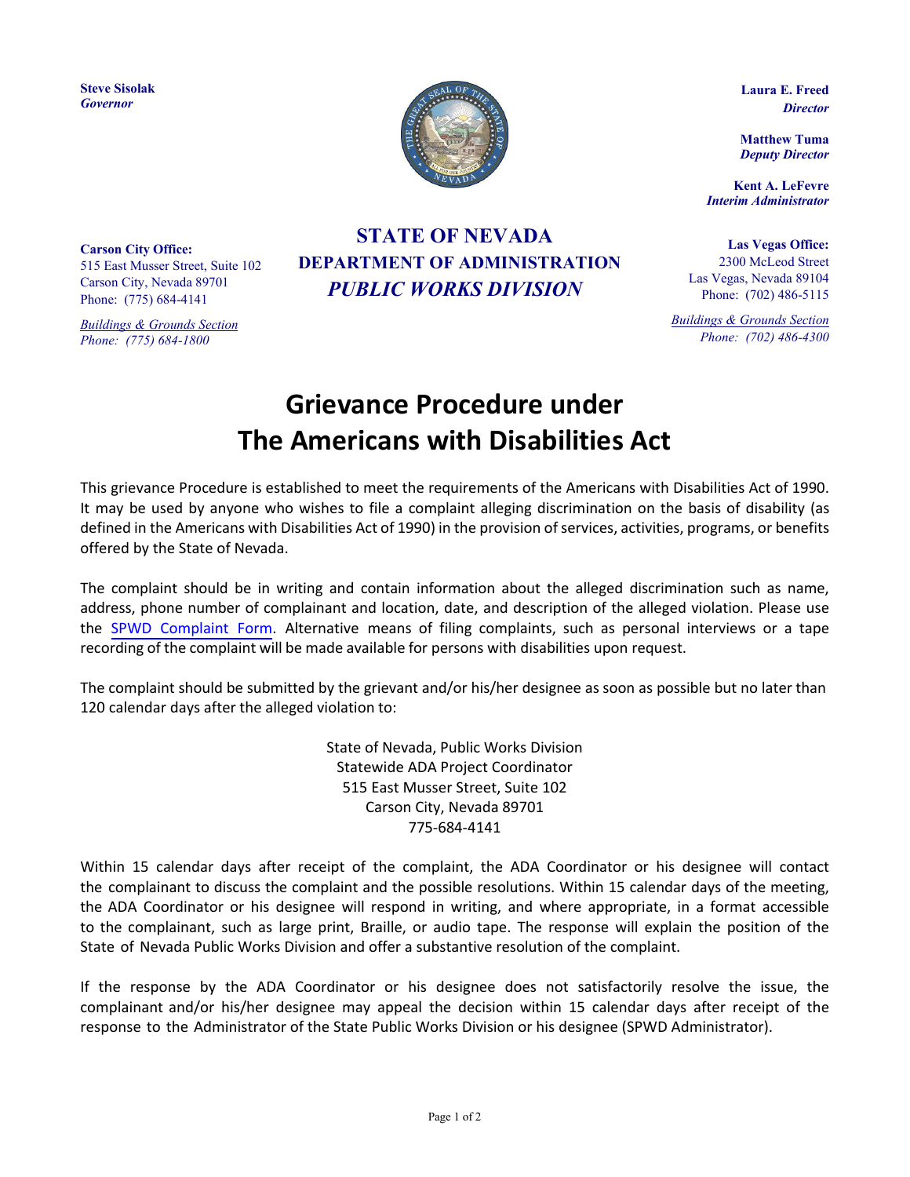**Steve Sisolak**
*Governor*

**Laura E. Freed**
*Director*

**Matthew Tuma**
*Deputy Director*

**Kent A. LeFevre**
*Interim Administrator*

**STATE OF NEVADA**
**DEPARTMENT OF ADMINISTRATION**
***PUBLIC WORKS DIVISION***

**Carson City Office:**
515 East Musser Street, Suite 102
Carson City, Nevada 89701
Phone: (775) 684-4141

*Buildings & Grounds Section*
*Phone: (775) 684-1800*

**Las Vegas Office:**
2300 McLeod Street
Las Vegas, Nevada 89104
Phone: (702) 486-5115

*Buildings & Grounds Section*
*Phone: (702) 486-4300*

# Grievance Procedure under The Americans with Disabilities Act

This grievance Procedure is established to meet the requirements of the Americans with Disabilities Act of 1990. It may be used by anyone who wishes to file a complaint alleging discrimination on the basis of disability (as defined in the Americans with Disabilities Act of 1990) in the provision of services, activities, programs, or benefits offered by the State of Nevada.

The complaint should be in writing and contain information about the alleged discrimination such as name, address, phone number of complainant and location, date, and description of the alleged violation. Please use the SPWD Complaint Form. Alternative means of filing complaints, such as personal interviews or a tape recording of the complaint will be made available for persons with disabilities upon request.

The complaint should be submitted by the grievant and/or his/her designee as soon as possible but no later than 120 calendar days after the alleged violation to:

State of Nevada, Public Works Division
Statewide ADA Project Coordinator
515 East Musser Street, Suite 102
Carson City, Nevada 89701
775-684-4141

Within 15 calendar days after receipt of the complaint, the ADA Coordinator or his designee will contact the complainant to discuss the complaint and the possible resolutions. Within 15 calendar days of the meeting, the ADA Coordinator or his designee will respond in writing, and where appropriate, in a format accessible to the complainant, such as large print, Braille, or audio tape. The response will explain the position of the State of Nevada Public Works Division and offer a substantive resolution of the complaint.

If the response by the ADA Coordinator or his designee does not satisfactorily resolve the issue, the complainant and/or his/her designee may appeal the decision within 15 calendar days after receipt of the response to the Administrator of the State Public Works Division or his designee (SPWD Administrator).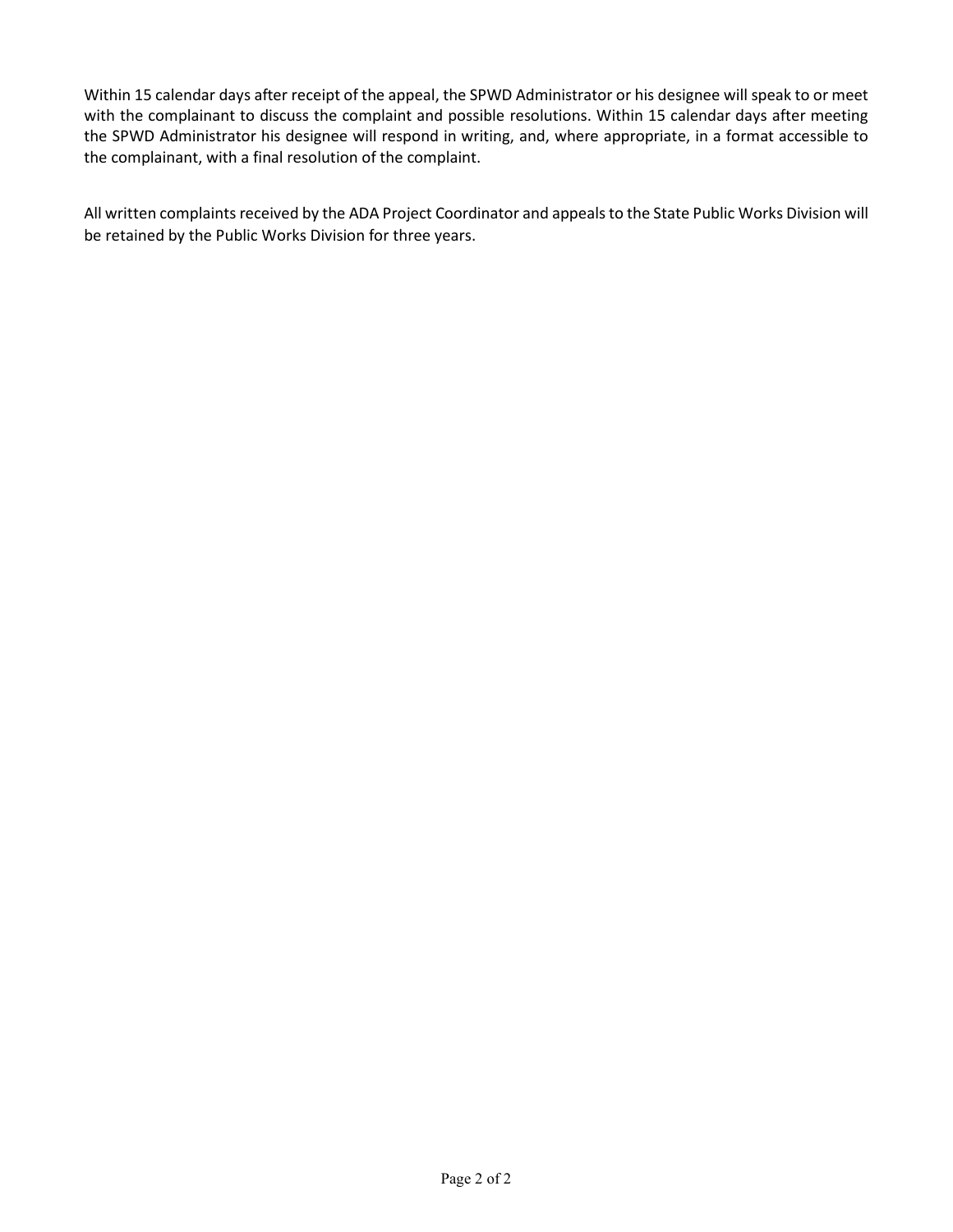Within 15 calendar days after receipt of the appeal, the SPWD Administrator or his designee will speak to or meet with the complainant to discuss the complaint and possible resolutions. Within 15 calendar days after meeting the SPWD Administrator his designee will respond in writing, and, where appropriate, in a format accessible to the complainant, with a final resolution of the complaint.

All written complaints received by the ADA Project Coordinator and appeals to the State Public Works Division will be retained by the Public Works Division for three years.